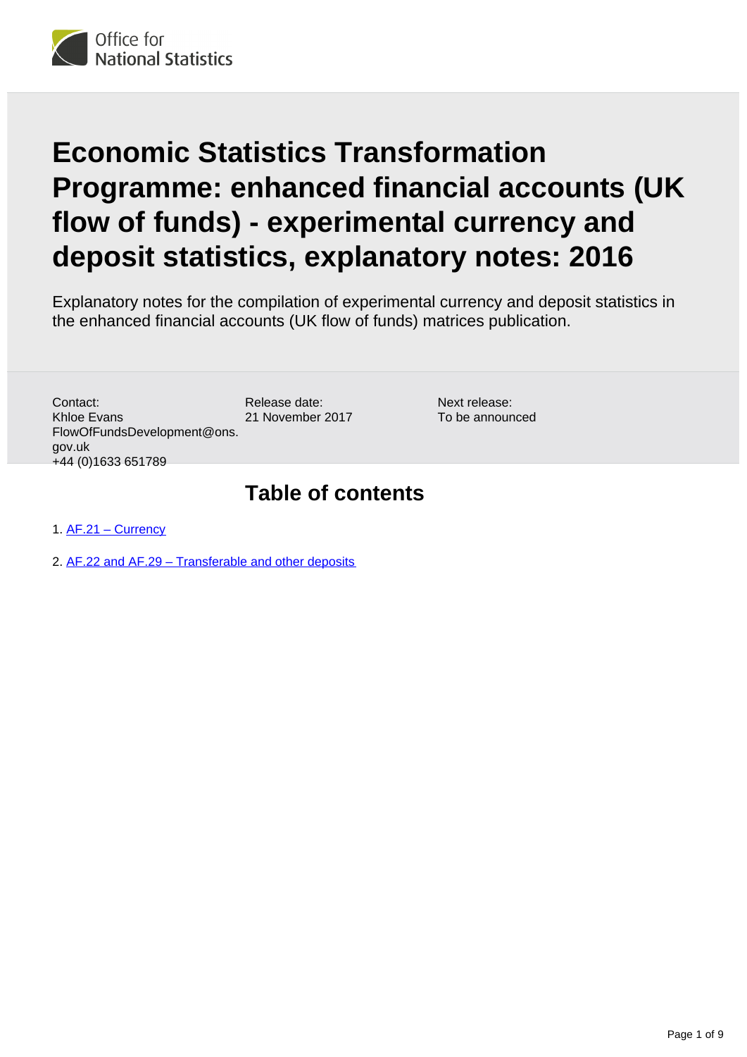# Economic Statistics Transformation Programme: enhanced financial accounts (UK flow of funds) - experimental currency and deposit statistics, explanatory notes: 2016

Explanatory notes for the compilation of experimental currency and deposit statistics in the enhanced financial accounts (UK flow of funds) matrices publication.

Contact:
Khloe Evans
FlowOfFundsDevelopment@ons.gov.uk
+44 (0)1633 651789

Release date:
21 November 2017

Next release:
To be announced

## Table of contents

1. AF.21 – Currency
2. AF.22 and AF.29 – Transferable and other deposits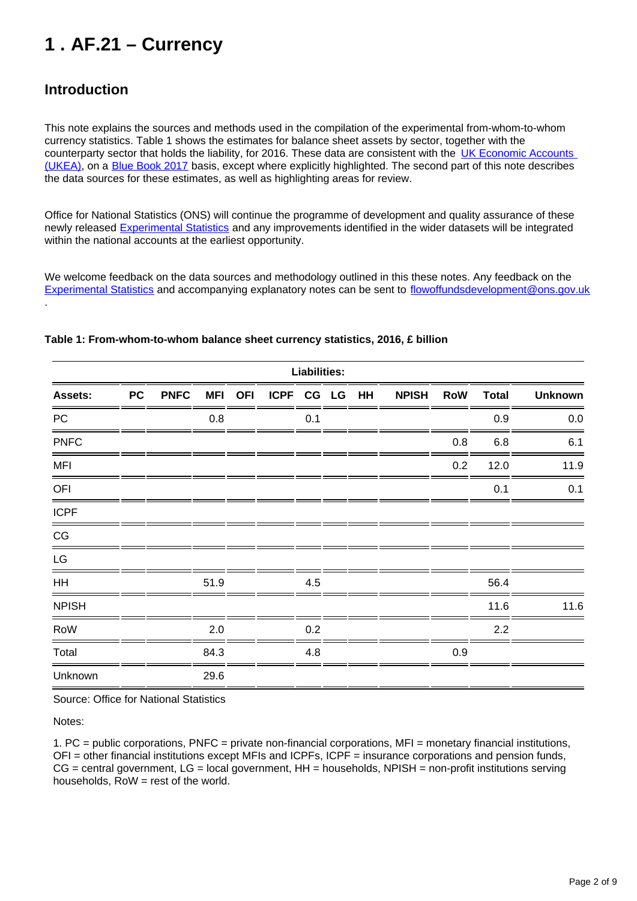# 1 . AF.21 – Currency

## Introduction

This note explains the sources and methods used in the compilation of the experimental from-whom-to-whom currency statistics. Table 1 shows the estimates for balance sheet assets by sector, together with the counterparty sector that holds the liability, for 2016. These data are consistent with the UK Economic Accounts (UKEA), on a Blue Book 2017 basis, except where explicitly highlighted. The second part of this note describes the data sources for these estimates, as well as highlighting areas for review.

Office for National Statistics (ONS) will continue the programme of development and quality assurance of these newly released Experimental Statistics and any improvements identified in the wider datasets will be integrated within the national accounts at the earliest opportunity.

We welcome feedback on the data sources and methodology outlined in this these notes. Any feedback on the Experimental Statistics and accompanying explanatory notes can be sent to flowoffundsdevelopment@ons.gov.uk .

**Table 1: From-whom-to-whom balance sheet currency statistics, 2016, £ billion**

| | Liabilities: | | | | | | | | | | | |
|---|---|---|---|---|---|---|---|---|---|---|---|---|
| **Assets:** | **PC** | **PNFC** | **MFI** | **OFI** | **ICPF** | **CG** | **LG** | **HH** | **NPISH** | **RoW** | **Total** | **Unknown** |
| PC | | | 0.8 | | | 0.1 | | | | | 0.9 | 0.0 |
| PNFC | | | | | | | | | | 0.8 | 6.8 | 6.1 |
| MFI | | | | | | | | | | 0.2 | 12.0 | 11.9 |
| OFI | | | | | | | | | | | 0.1 | 0.1 |
| ICPF | | | | | | | | | | | | |
| CG | | | | | | | | | | | | |
| LG | | | | | | | | | | | | |
| HH | | | 51.9 | | | 4.5 | | | | | 56.4 | |
| NPISH | | | | | | | | | | | 11.6 | 11.6 |
| RoW | | | 2.0 | | | 0.2 | | | | | 2.2 | |
| Total | | | 84.3 | | | 4.8 | | | | 0.9 | | |
| Unknown | | | 29.6 | | | | | | | | | |

Source: Office for National Statistics

Notes:

1. PC = public corporations, PNFC = private non-financial corporations, MFI = monetary financial institutions, OFI = other financial institutions except MFIs and ICPFs, ICPF = insurance corporations and pension funds, CG = central government, LG = local government, HH = households, NPISH = non-profit institutions serving households, RoW = rest of the world.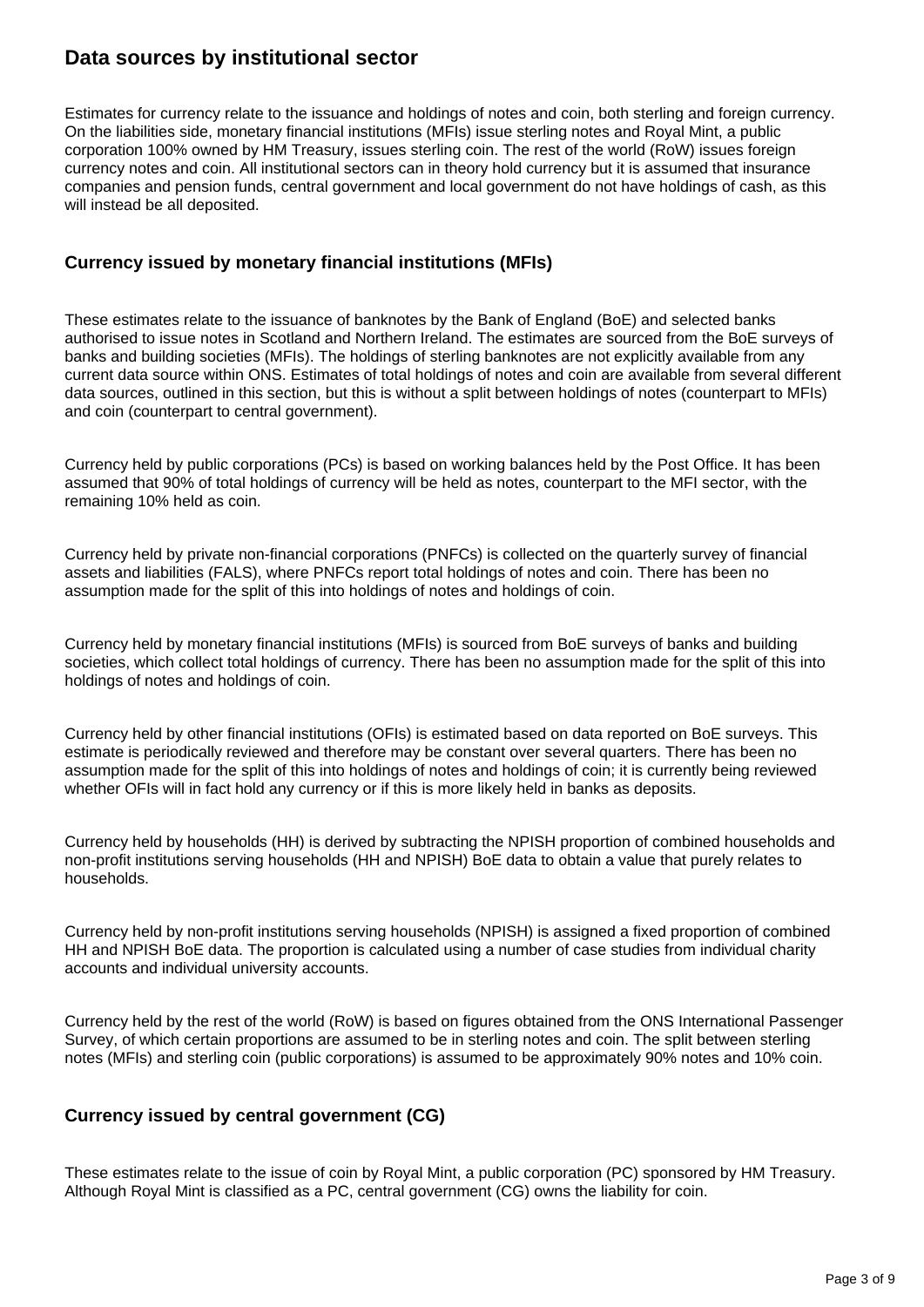## Data sources by institutional sector

Estimates for currency relate to the issuance and holdings of notes and coin, both sterling and foreign currency. On the liabilities side, monetary financial institutions (MFIs) issue sterling notes and Royal Mint, a public corporation 100% owned by HM Treasury, issues sterling coin. The rest of the world (RoW) issues foreign currency notes and coin. All institutional sectors can in theory hold currency but it is assumed that insurance companies and pension funds, central government and local government do not have holdings of cash, as this will instead be all deposited.

### Currency issued by monetary financial institutions (MFIs)

These estimates relate to the issuance of banknotes by the Bank of England (BoE) and selected banks authorised to issue notes in Scotland and Northern Ireland. The estimates are sourced from the BoE surveys of banks and building societies (MFIs). The holdings of sterling banknotes are not explicitly available from any current data source within ONS. Estimates of total holdings of notes and coin are available from several different data sources, outlined in this section, but this is without a split between holdings of notes (counterpart to MFIs) and coin (counterpart to central government).

Currency held by public corporations (PCs) is based on working balances held by the Post Office. It has been assumed that 90% of total holdings of currency will be held as notes, counterpart to the MFI sector, with the remaining 10% held as coin.

Currency held by private non-financial corporations (PNFCs) is collected on the quarterly survey of financial assets and liabilities (FALS), where PNFCs report total holdings of notes and coin. There has been no assumption made for the split of this into holdings of notes and holdings of coin.

Currency held by monetary financial institutions (MFIs) is sourced from BoE surveys of banks and building societies, which collect total holdings of currency. There has been no assumption made for the split of this into holdings of notes and holdings of coin.

Currency held by other financial institutions (OFIs) is estimated based on data reported on BoE surveys. This estimate is periodically reviewed and therefore may be constant over several quarters. There has been no assumption made for the split of this into holdings of notes and holdings of coin; it is currently being reviewed whether OFIs will in fact hold any currency or if this is more likely held in banks as deposits.

Currency held by households (HH) is derived by subtracting the NPISH proportion of combined households and non-profit institutions serving households (HH and NPISH) BoE data to obtain a value that purely relates to households.

Currency held by non-profit institutions serving households (NPISH) is assigned a fixed proportion of combined HH and NPISH BoE data. The proportion is calculated using a number of case studies from individual charity accounts and individual university accounts.

Currency held by the rest of the world (RoW) is based on figures obtained from the ONS International Passenger Survey, of which certain proportions are assumed to be in sterling notes and coin. The split between sterling notes (MFIs) and sterling coin (public corporations) is assumed to be approximately 90% notes and 10% coin.

### Currency issued by central government (CG)

These estimates relate to the issue of coin by Royal Mint, a public corporation (PC) sponsored by HM Treasury. Although Royal Mint is classified as a PC, central government (CG) owns the liability for coin.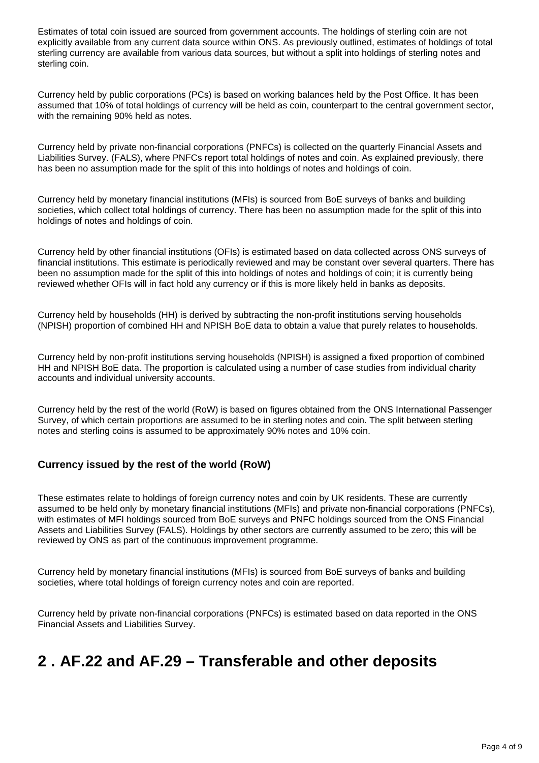Estimates of total coin issued are sourced from government accounts. The holdings of sterling coin are not explicitly available from any current data source within ONS. As previously outlined, estimates of holdings of total sterling currency are available from various data sources, but without a split into holdings of sterling notes and sterling coin.

Currency held by public corporations (PCs) is based on working balances held by the Post Office. It has been assumed that 10% of total holdings of currency will be held as coin, counterpart to the central government sector, with the remaining 90% held as notes.

Currency held by private non-financial corporations (PNFCs) is collected on the quarterly Financial Assets and Liabilities Survey. (FALS), where PNFCs report total holdings of notes and coin. As explained previously, there has been no assumption made for the split of this into holdings of notes and holdings of coin.

Currency held by monetary financial institutions (MFIs) is sourced from BoE surveys of banks and building societies, which collect total holdings of currency. There has been no assumption made for the split of this into holdings of notes and holdings of coin.

Currency held by other financial institutions (OFIs) is estimated based on data collected across ONS surveys of financial institutions. This estimate is periodically reviewed and may be constant over several quarters. There has been no assumption made for the split of this into holdings of notes and holdings of coin; it is currently being reviewed whether OFIs will in fact hold any currency or if this is more likely held in banks as deposits.

Currency held by households (HH) is derived by subtracting the non-profit institutions serving households (NPISH) proportion of combined HH and NPISH BoE data to obtain a value that purely relates to households.

Currency held by non-profit institutions serving households (NPISH) is assigned a fixed proportion of combined HH and NPISH BoE data. The proportion is calculated using a number of case studies from individual charity accounts and individual university accounts.

Currency held by the rest of the world (RoW) is based on figures obtained from the ONS International Passenger Survey, of which certain proportions are assumed to be in sterling notes and coin. The split between sterling notes and sterling coins is assumed to be approximately 90% notes and 10% coin.

### Currency issued by the rest of the world (RoW)

These estimates relate to holdings of foreign currency notes and coin by UK residents. These are currently assumed to be held only by monetary financial institutions (MFIs) and private non-financial corporations (PNFCs), with estimates of MFI holdings sourced from BoE surveys and PNFC holdings sourced from the ONS Financial Assets and Liabilities Survey (FALS). Holdings by other sectors are currently assumed to be zero; this will be reviewed by ONS as part of the continuous improvement programme.

Currency held by monetary financial institutions (MFIs) is sourced from BoE surveys of banks and building societies, where total holdings of foreign currency notes and coin are reported.

Currency held by private non-financial corporations (PNFCs) is estimated based on data reported in the ONS Financial Assets and Liabilities Survey.

## 2 . AF.22 and AF.29 – Transferable and other deposits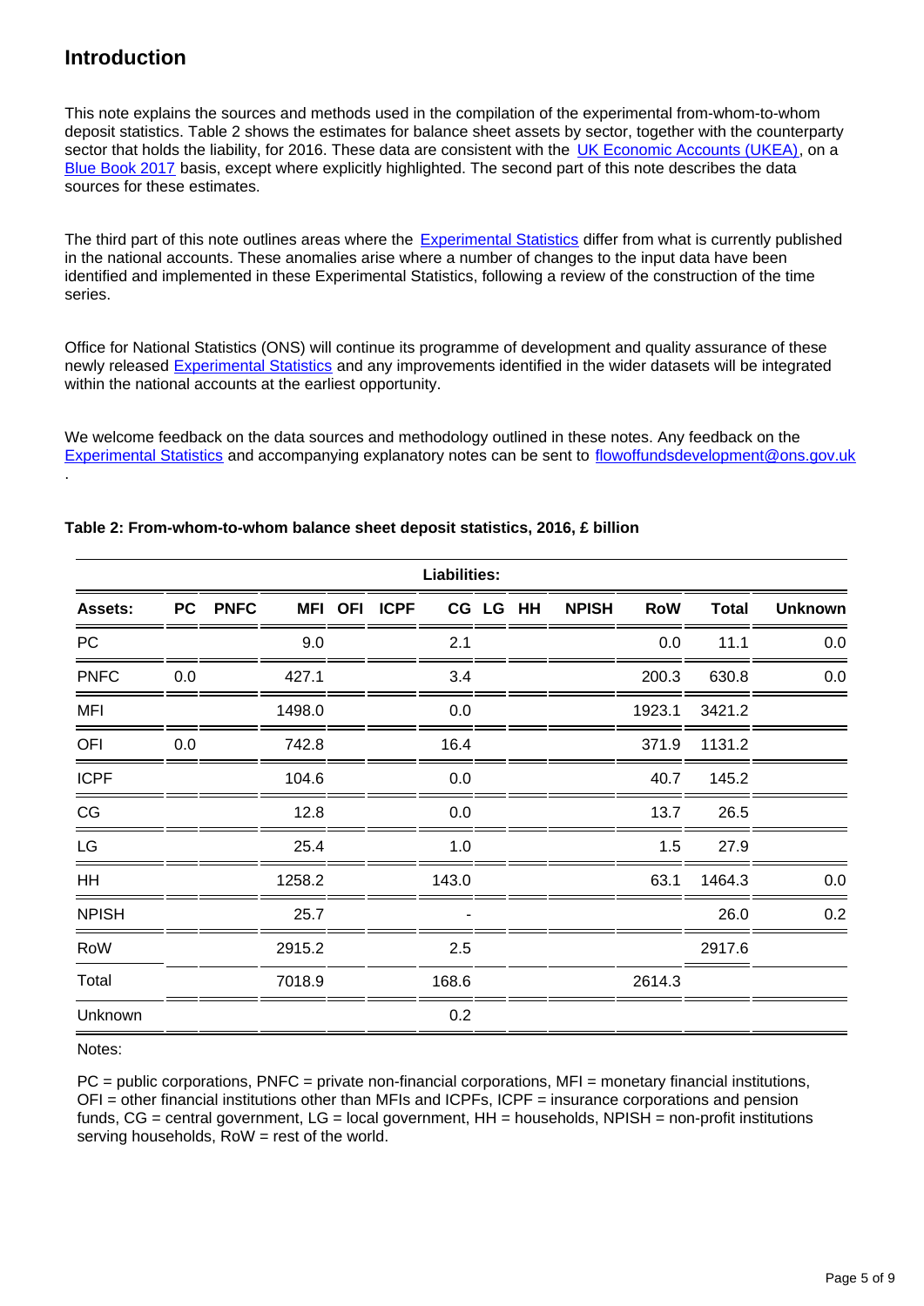## Introduction

This note explains the sources and methods used in the compilation of the experimental from-whom-to-whom deposit statistics. Table 2 shows the estimates for balance sheet assets by sector, together with the counterparty sector that holds the liability, for 2016. These data are consistent with the [UK Economic Accounts (UKEA)](), on a [Blue Book 2017]() basis, except where explicitly highlighted. The second part of this note describes the data sources for these estimates.

The third part of this note outlines areas where the [Experimental Statistics]() differ from what is currently published in the national accounts. These anomalies arise where a number of changes to the input data have been identified and implemented in these Experimental Statistics, following a review of the construction of the time series.

Office for National Statistics (ONS) will continue its programme of development and quality assurance of these newly released [Experimental Statistics]() and any improvements identified in the wider datasets will be integrated within the national accounts at the earliest opportunity.

We welcome feedback on the data sources and methodology outlined in these notes. Any feedback on the [Experimental Statistics]() and accompanying explanatory notes can be sent to [flowoffundsdevelopment@ons.gov.uk]().

**Table 2: From-whom-to-whom balance sheet deposit statistics, 2016, £ billion**

| | Liabilities: | | | | | | | | | | | |
|---|---|---|---|---|---|---|---|---|---|---|---|---|
| **Assets:** | **PC** | **PNFC** | **MFI** | **OFI** | **ICPF** | **CG** | **LG** | **HH** | **NPISH** | **RoW** | **Total** | **Unknown** |
| PC | | | 9.0 | | | 2.1 | | | | 0.0 | 11.1 | 0.0 |
| PNFC | 0.0 | | 427.1 | | | 3.4 | | | | 200.3 | 630.8 | 0.0 |
| MFI | | | 1498.0 | | | 0.0 | | | | 1923.1 | 3421.2 | |
| OFI | 0.0 | | 742.8 | | | 16.4 | | | | 371.9 | 1131.2 | |
| ICPF | | | 104.6 | | | 0.0 | | | | 40.7 | 145.2 | |
| CG | | | 12.8 | | | 0.0 | | | | 13.7 | 26.5 | |
| LG | | | 25.4 | | | 1.0 | | | | 1.5 | 27.9 | |
| HH | | | 1258.2 | | | 143.0 | | | | 63.1 | 1464.3 | 0.0 |
| NPISH | | | 25.7 | | | - | | | | | 26.0 | 0.2 |
| RoW | | | 2915.2 | | | 2.5 | | | | | 2917.6 | |
| Total | | | 7018.9 | | | 168.6 | | | | 2614.3 | | |
| Unknown | | | | | | 0.2 | | | | | | |

Notes:

PC = public corporations, PNFC = private non-financial corporations, MFI = monetary financial institutions, OFI = other financial institutions other than MFIs and ICPFs, ICPF = insurance corporations and pension funds, CG = central government, LG = local government, HH = households, NPISH = non-profit institutions serving households, RoW = rest of the world.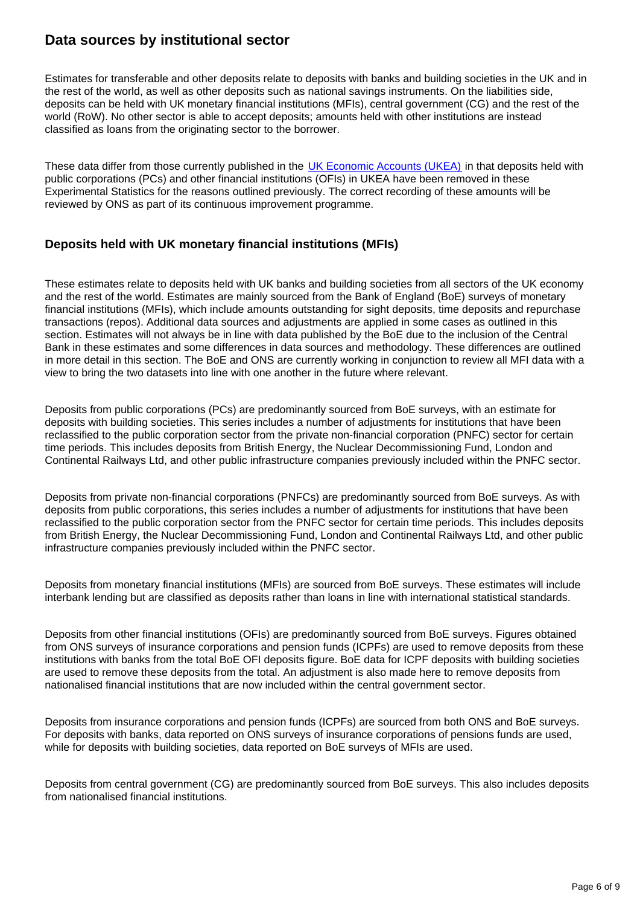## Data sources by institutional sector

Estimates for transferable and other deposits relate to deposits with banks and building societies in the UK and in the rest of the world, as well as other deposits such as national savings instruments. On the liabilities side, deposits can be held with UK monetary financial institutions (MFIs), central government (CG) and the rest of the world (RoW). No other sector is able to accept deposits; amounts held with other institutions are instead classified as loans from the originating sector to the borrower.

These data differ from those currently published in the [UK Economic Accounts (UKEA)](#) in that deposits held with public corporations (PCs) and other financial institutions (OFIs) in UKEA have been removed in these Experimental Statistics for the reasons outlined previously. The correct recording of these amounts will be reviewed by ONS as part of its continuous improvement programme.

### Deposits held with UK monetary financial institutions (MFIs)

These estimates relate to deposits held with UK banks and building societies from all sectors of the UK economy and the rest of the world. Estimates are mainly sourced from the Bank of England (BoE) surveys of monetary financial institutions (MFIs), which include amounts outstanding for sight deposits, time deposits and repurchase transactions (repos). Additional data sources and adjustments are applied in some cases as outlined in this section. Estimates will not always be in line with data published by the BoE due to the inclusion of the Central Bank in these estimates and some differences in data sources and methodology. These differences are outlined in more detail in this section. The BoE and ONS are currently working in conjunction to review all MFI data with a view to bring the two datasets into line with one another in the future where relevant.

Deposits from public corporations (PCs) are predominantly sourced from BoE surveys, with an estimate for deposits with building societies. This series includes a number of adjustments for institutions that have been reclassified to the public corporation sector from the private non-financial corporation (PNFC) sector for certain time periods. This includes deposits from British Energy, the Nuclear Decommissioning Fund, London and Continental Railways Ltd, and other public infrastructure companies previously included within the PNFC sector.

Deposits from private non-financial corporations (PNFCs) are predominantly sourced from BoE surveys. As with deposits from public corporations, this series includes a number of adjustments for institutions that have been reclassified to the public corporation sector from the PNFC sector for certain time periods. This includes deposits from British Energy, the Nuclear Decommissioning Fund, London and Continental Railways Ltd, and other public infrastructure companies previously included within the PNFC sector.

Deposits from monetary financial institutions (MFIs) are sourced from BoE surveys. These estimates will include interbank lending but are classified as deposits rather than loans in line with international statistical standards.

Deposits from other financial institutions (OFIs) are predominantly sourced from BoE surveys. Figures obtained from ONS surveys of insurance corporations and pension funds (ICPFs) are used to remove deposits from these institutions with banks from the total BoE OFI deposits figure. BoE data for ICPF deposits with building societies are used to remove these deposits from the total. An adjustment is also made here to remove deposits from nationalised financial institutions that are now included within the central government sector.

Deposits from insurance corporations and pension funds (ICPFs) are sourced from both ONS and BoE surveys. For deposits with banks, data reported on ONS surveys of insurance corporations of pensions funds are used, while for deposits with building societies, data reported on BoE surveys of MFIs are used.

Deposits from central government (CG) are predominantly sourced from BoE surveys. This also includes deposits from nationalised financial institutions.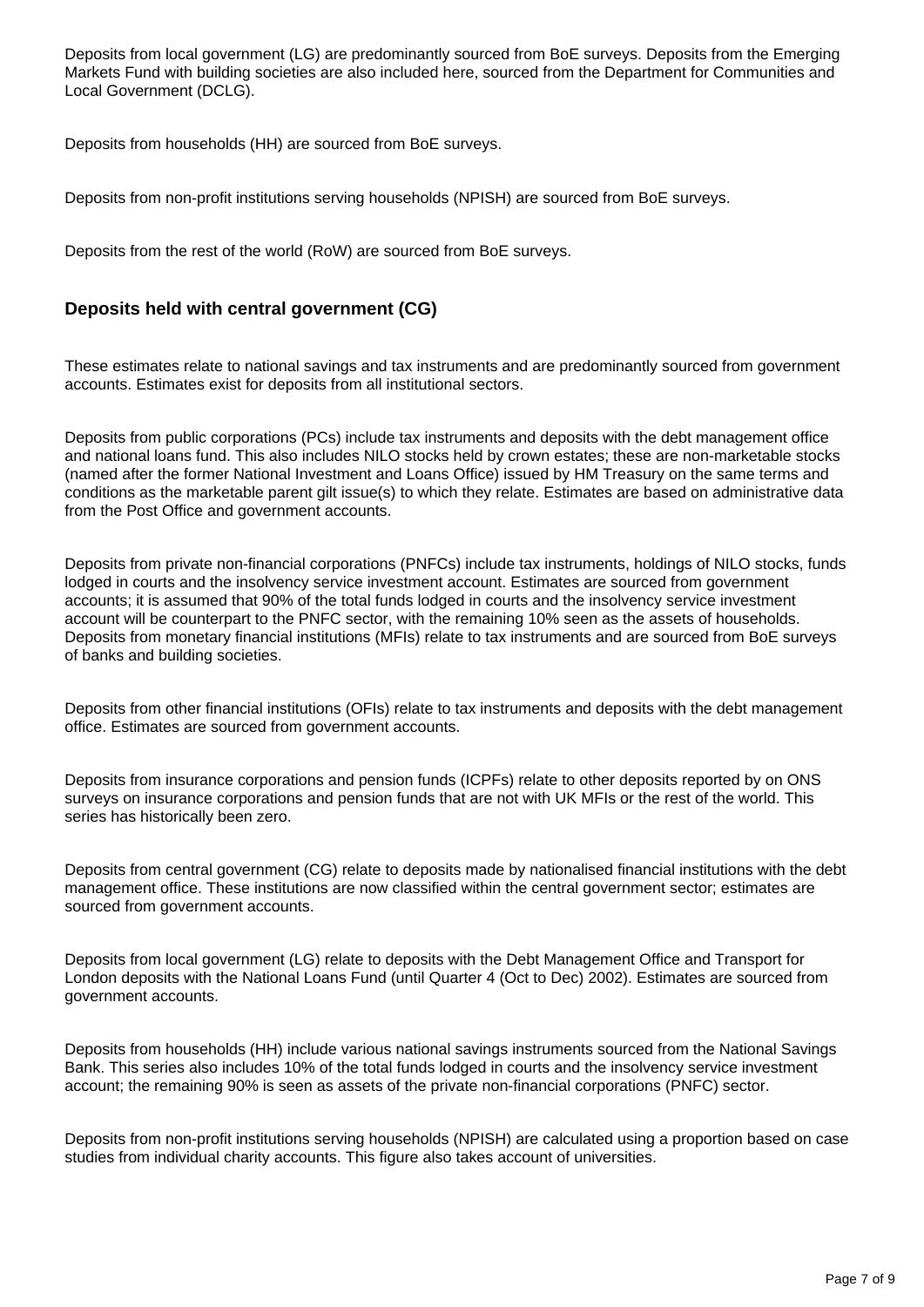Deposits from local government (LG) are predominantly sourced from BoE surveys. Deposits from the Emerging Markets Fund with building societies are also included here, sourced from the Department for Communities and Local Government (DCLG).

Deposits from households (HH) are sourced from BoE surveys.

Deposits from non-profit institutions serving households (NPISH) are sourced from BoE surveys.

Deposits from the rest of the world (RoW) are sourced from BoE surveys.

### Deposits held with central government (CG)

These estimates relate to national savings and tax instruments and are predominantly sourced from government accounts. Estimates exist for deposits from all institutional sectors.

Deposits from public corporations (PCs) include tax instruments and deposits with the debt management office and national loans fund. This also includes NILO stocks held by crown estates; these are non-marketable stocks (named after the former National Investment and Loans Office) issued by HM Treasury on the same terms and conditions as the marketable parent gilt issue(s) to which they relate. Estimates are based on administrative data from the Post Office and government accounts.

Deposits from private non-financial corporations (PNFCs) include tax instruments, holdings of NILO stocks, funds lodged in courts and the insolvency service investment account. Estimates are sourced from government accounts; it is assumed that 90% of the total funds lodged in courts and the insolvency service investment account will be counterpart to the PNFC sector, with the remaining 10% seen as the assets of households. Deposits from monetary financial institutions (MFIs) relate to tax instruments and are sourced from BoE surveys of banks and building societies.

Deposits from other financial institutions (OFIs) relate to tax instruments and deposits with the debt management office. Estimates are sourced from government accounts.

Deposits from insurance corporations and pension funds (ICPFs) relate to other deposits reported by on ONS surveys on insurance corporations and pension funds that are not with UK MFIs or the rest of the world. This series has historically been zero.

Deposits from central government (CG) relate to deposits made by nationalised financial institutions with the debt management office. These institutions are now classified within the central government sector; estimates are sourced from government accounts.

Deposits from local government (LG) relate to deposits with the Debt Management Office and Transport for London deposits with the National Loans Fund (until Quarter 4 (Oct to Dec) 2002). Estimates are sourced from government accounts.

Deposits from households (HH) include various national savings instruments sourced from the National Savings Bank. This series also includes 10% of the total funds lodged in courts and the insolvency service investment account; the remaining 90% is seen as assets of the private non-financial corporations (PNFC) sector.

Deposits from non-profit institutions serving households (NPISH) are calculated using a proportion based on case studies from individual charity accounts. This figure also takes account of universities.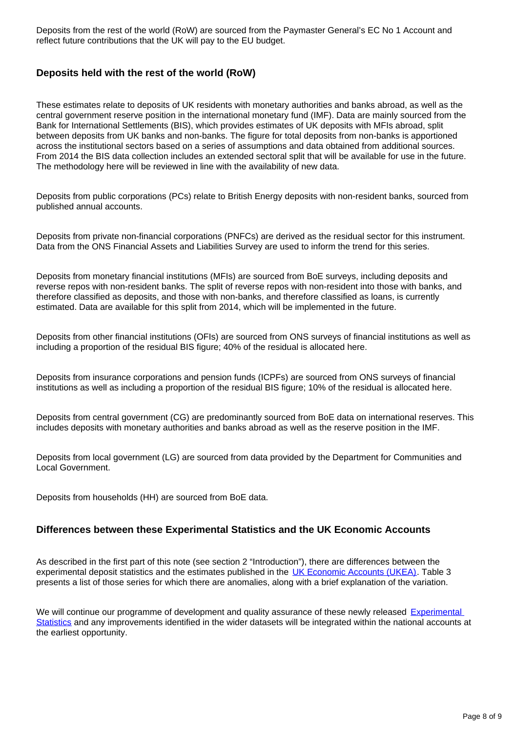Deposits from the rest of the world (RoW) are sourced from the Paymaster General's EC No 1 Account and reflect future contributions that the UK will pay to the EU budget.

### Deposits held with the rest of the world (RoW)

These estimates relate to deposits of UK residents with monetary authorities and banks abroad, as well as the central government reserve position in the international monetary fund (IMF). Data are mainly sourced from the Bank for International Settlements (BIS), which provides estimates of UK deposits with MFIs abroad, split between deposits from UK banks and non-banks. The figure for total deposits from non-banks is apportioned across the institutional sectors based on a series of assumptions and data obtained from additional sources. From 2014 the BIS data collection includes an extended sectoral split that will be available for use in the future. The methodology here will be reviewed in line with the availability of new data.

Deposits from public corporations (PCs) relate to British Energy deposits with non-resident banks, sourced from published annual accounts.

Deposits from private non-financial corporations (PNFCs) are derived as the residual sector for this instrument. Data from the ONS Financial Assets and Liabilities Survey are used to inform the trend for this series.

Deposits from monetary financial institutions (MFIs) are sourced from BoE surveys, including deposits and reverse repos with non-resident banks. The split of reverse repos with non-resident into those with banks, and therefore classified as deposits, and those with non-banks, and therefore classified as loans, is currently estimated. Data are available for this split from 2014, which will be implemented in the future.

Deposits from other financial institutions (OFIs) are sourced from ONS surveys of financial institutions as well as including a proportion of the residual BIS figure; 40% of the residual is allocated here.

Deposits from insurance corporations and pension funds (ICPFs) are sourced from ONS surveys of financial institutions as well as including a proportion of the residual BIS figure; 10% of the residual is allocated here.

Deposits from central government (CG) are predominantly sourced from BoE data on international reserves. This includes deposits with monetary authorities and banks abroad as well as the reserve position in the IMF.

Deposits from local government (LG) are sourced from data provided by the Department for Communities and Local Government.

Deposits from households (HH) are sourced from BoE data.

### Differences between these Experimental Statistics and the UK Economic Accounts

As described in the first part of this note (see section 2 "Introduction"), there are differences between the experimental deposit statistics and the estimates published in the [UK Economic Accounts (UKEA)](). Table 3 presents a list of those series for which there are anomalies, along with a brief explanation of the variation.

We will continue our programme of development and quality assurance of these newly released [Experimental Statistics]() and any improvements identified in the wider datasets will be integrated within the national accounts at the earliest opportunity.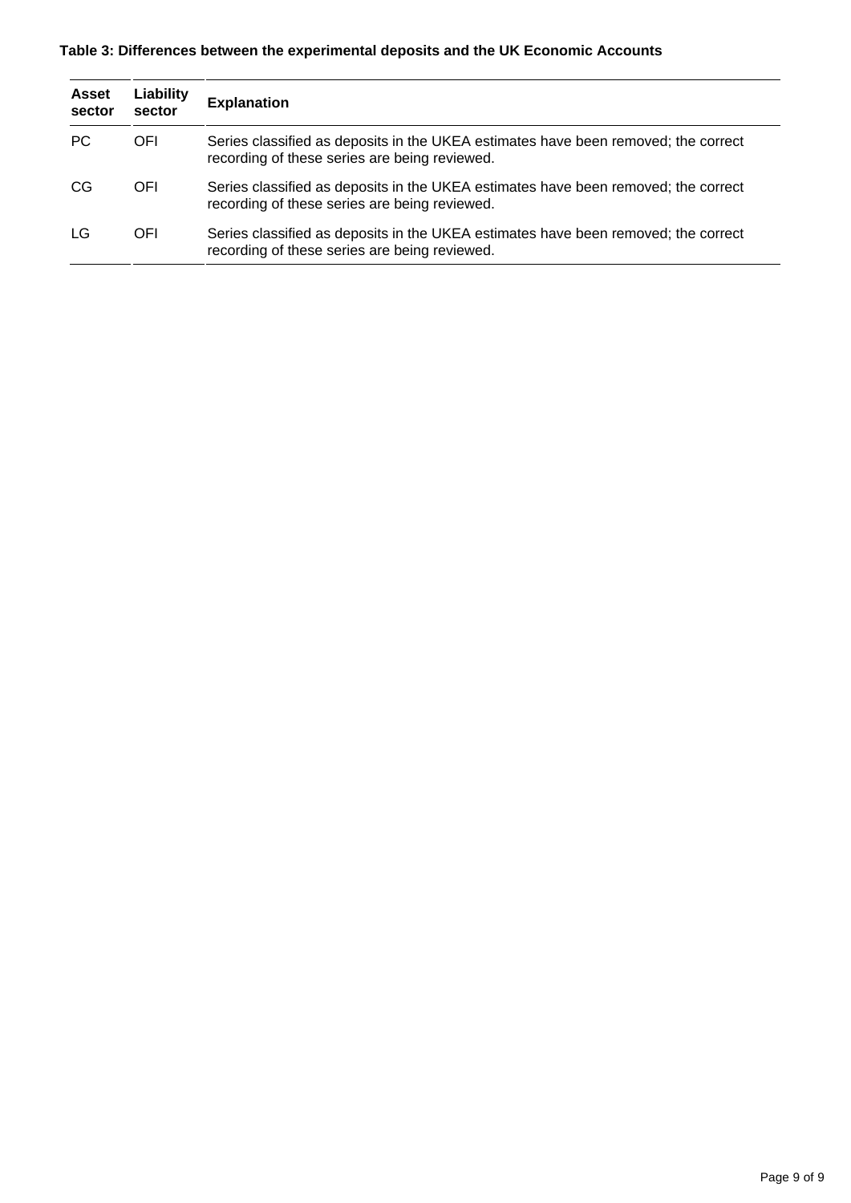**Table 3: Differences between the experimental deposits and the UK Economic Accounts**

| Asset sector | Liability sector | Explanation |
|---|---|---|
| PC | OFI | Series classified as deposits in the UKEA estimates have been removed; the correct recording of these series are being reviewed. |
| CG | OFI | Series classified as deposits in the UKEA estimates have been removed; the correct recording of these series are being reviewed. |
| LG | OFI | Series classified as deposits in the UKEA estimates have been removed; the correct recording of these series are being reviewed. |